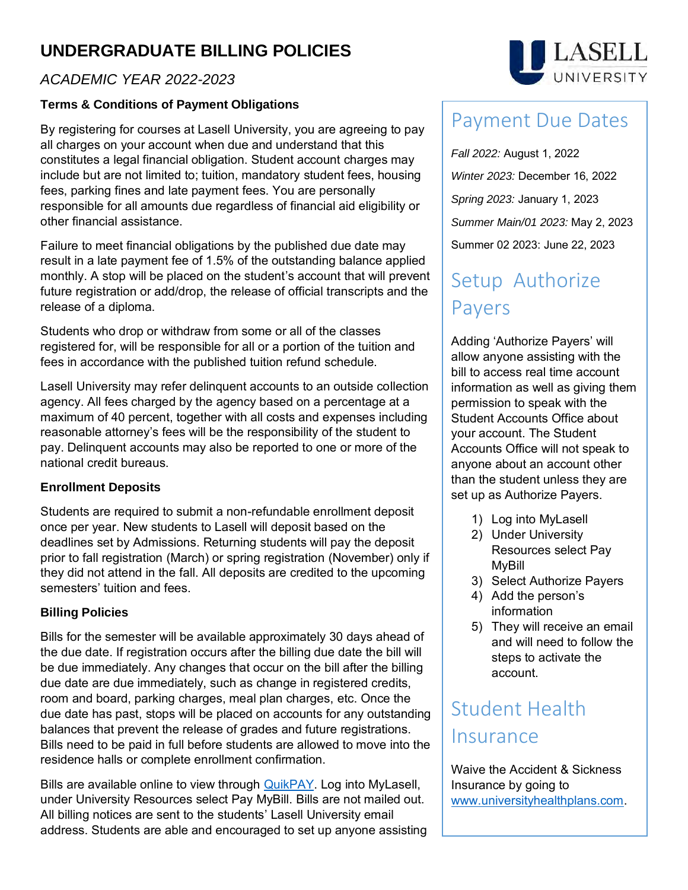# UNDERGRADUATE BILLING POLICIES

*ACADEMIC YEAR 2022-2023*

### Terms & Conditions of Payment Obligations

By registering for courses at Lasell University, you are agreeing to pay all charges on your account when due and understand that this constitutes a legal financial obligation. Student account charges may include but are not limited to; tuition, mandatory student fees, housing fees, parking fines and late payment fees. You are personally responsible for all amounts due regardless of financial aid eligibility or other financial assistance.

Failure to meet financial obligations by the published due date may result in a late payment fee of 1.5% of the outstanding balance applied monthly. A stop will be placed on the student's account that will prevent future registration or add/drop, the release of official transcripts and the release of a diploma.

Students who drop or withdraw from some or all of the classes registered for, will be responsible for all or a portion of the tuition and fees in accordance with the published tuition refund schedule.

Lasell University may refer delinquent accounts to an outside collection agency. All fees charged by the agency based on a percentage at a maximum of 40 percent, together with all costs and expenses including reasonable attorney's fees will be the responsibility of the student to pay. Delinquent accounts may also be reported to one or more of the national credit bureaus.

### Enrollment Deposits

Students are required to submit a non-refundable enrollment deposit once per year. New students to Lasell will deposit based on the deadlines set by Admissions. Returning students will pay the deposit prior to fall registration (March) or spring registration (November) only if they did not attend in the fall. All deposits are credited to the upcoming semesters' tuition and fees.

### Billing Policies

Bills for the semester will be available approximately 30 days ahead of the due date. If registration occurs after the billing due date the bill will be due immediately. Any changes that occur on the bill after the billing due date are due immediately, such as change in registered credits, room and board, parking charges, meal plan charges, etc. Once the due date has past, stops will be placed on accounts for any outstanding balances that prevent the release of grades and future registrations. Bills need to be paid in full before students are allowed to move into the residence halls or complete enrollment confirmation.

Bills are available online to view through QuikPAY. Log into MyLasell, under University Resources select Pay MyBill. Bills are not mailed out. All billing notices are sent to the students' Lasell University email address. Students are able and encouraged to set up anyone assisting

## Payment Due Dates

*Fall 2022:* August 1, 2022

*Winter 2023:* December 16, 2022

*Spring 2023:* January 1, 2023

*Summer Main/01 2023:* May 2, 2023

Summer 02 2023: June 22, 2023

## Setup Authorize Payers

Adding 'Authorize Payers' will allow anyone assisting with the bill to access real time account information as well as giving them permission to speak with the Student Accounts Office about your account. The Student Accounts Office will not speak to anyone about an account other than the student unless they are set up as Authorize Payers.

1) Log into MyLasell
2) Under University Resources select Pay MyBill
3) Select Authorize Payers
4) Add the person's information
5) They will receive an email and will need to follow the steps to activate the account.

## Student Health Insurance

Waive the Accident & Sickness Insurance by going to www.universityhealthplans.com.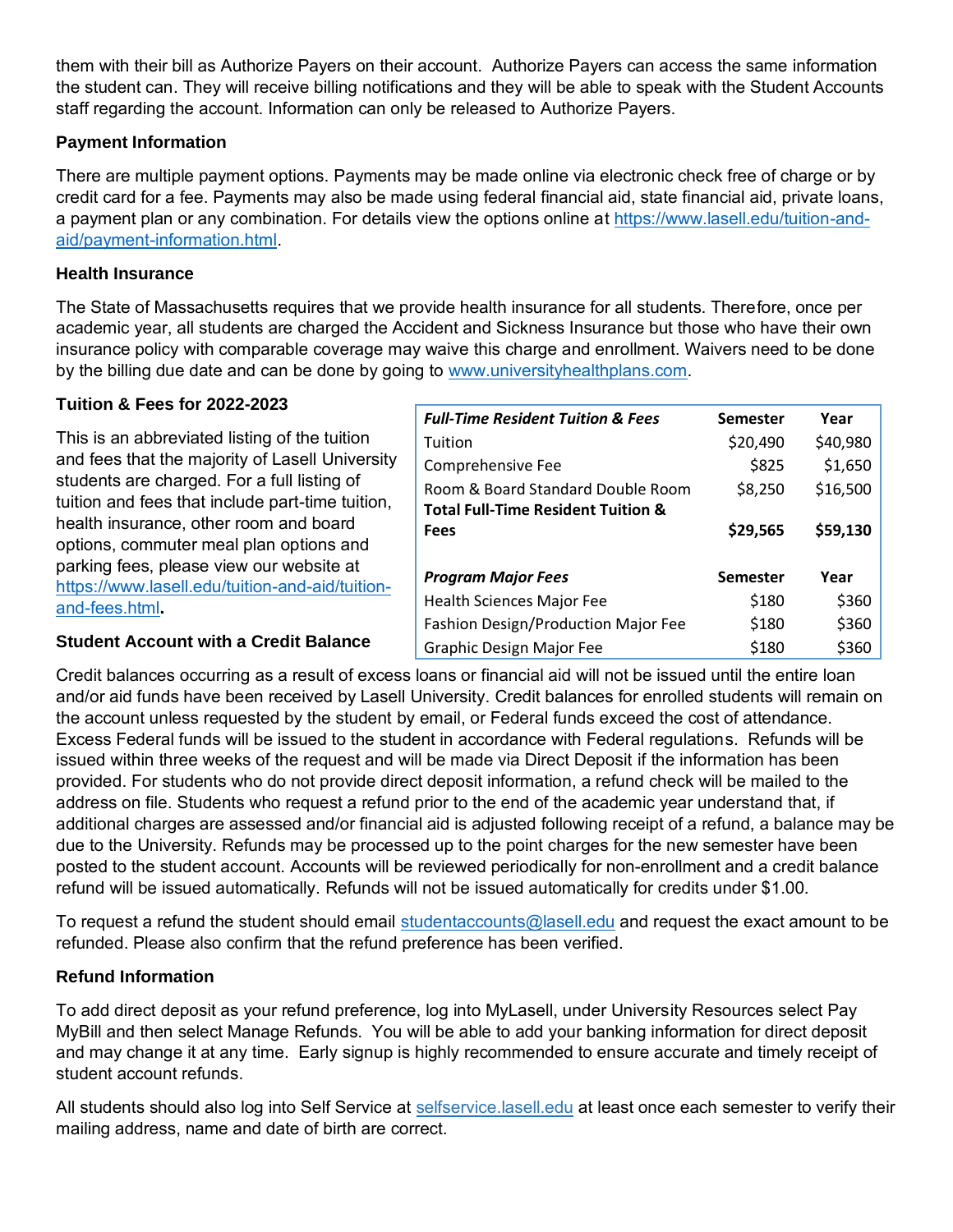them with their bill as Authorize Payers on their account. Authorize Payers can access the same information the student can. They will receive billing notifications and they will be able to speak with the Student Accounts staff regarding the account. Information can only be released to Authorize Payers.

### Payment Information

There are multiple payment options. Payments may be made online via electronic check free of charge or by credit card for a fee. Payments may also be made using federal financial aid, state financial aid, private loans, a payment plan or any combination. For details view the options online at [https://www.lasell.edu/tuition-and-aid/payment-information.html](https://www.lasell.edu/tuition-and-aid/payment-information.html).

### Health Insurance

The State of Massachusetts requires that we provide health insurance for all students. Therefore, once per academic year, all students are charged the Accident and Sickness Insurance but those who have their own insurance policy with comparable coverage may waive this charge and enrollment. Waivers need to be done by the billing due date and can be done by going to [www.universityhealthplans.com](www.universityhealthplans.com).

### Tuition & Fees for 2022-2023

This is an abbreviated listing of the tuition and fees that the majority of Lasell University students are charged. For a full listing of tuition and fees that include part-time tuition, health insurance, other room and board options, commuter meal plan options and parking fees, please view our website at [https://www.lasell.edu/tuition-and-aid/tuition-and-fees.html](https://www.lasell.edu/tuition-and-aid/tuition-and-fees.html).

| ***Full-Time Resident Tuition & Fees*** | **Semester** | **Year** |
|---|---|---|
| Tuition | $20,490 | $40,980 |
| Comprehensive Fee | $825 | $1,650 |
| Room & Board Standard Double Room | $8,250 | $16,500 |
| **Total Full-Time Resident Tuition & Fees** | **$29,565** | **$59,130** |
| | | |
| ***Program Major Fees*** | **Semester** | **Year** |
| Health Sciences Major Fee | $180 | $360 |
| Fashion Design/Production Major Fee | $180 | $360 |
| Graphic Design Major Fee | $180 | $360 |

### Student Account with a Credit Balance

Credit balances occurring as a result of excess loans or financial aid will not be issued until the entire loan and/or aid funds have been received by Lasell University. Credit balances for enrolled students will remain on the account unless requested by the student by email, or Federal funds exceed the cost of attendance. Excess Federal funds will be issued to the student in accordance with Federal regulations. Refunds will be issued within three weeks of the request and will be made via Direct Deposit if the information has been provided. For students who do not provide direct deposit information, a refund check will be mailed to the address on file. Students who request a refund prior to the end of the academic year understand that, if additional charges are assessed and/or financial aid is adjusted following receipt of a refund, a balance may be due to the University. Refunds may be processed up to the point charges for the new semester have been posted to the student account. Accounts will be reviewed periodically for non-enrollment and a credit balance refund will be issued automatically. Refunds will not be issued automatically for credits under $1.00.

To request a refund the student should email [studentaccounts@lasell.edu](mailto:studentaccounts@lasell.edu) and request the exact amount to be refunded. Please also confirm that the refund preference has been verified.

### Refund Information

To add direct deposit as your refund preference, log into MyLasell, under University Resources select Pay MyBill and then select Manage Refunds. You will be able to add your banking information for direct deposit and may change it at any time. Early signup is highly recommended to ensure accurate and timely receipt of student account refunds.

All students should also log into Self Service at [selfservice.lasell.edu](selfservice.lasell.edu) at least once each semester to verify their mailing address, name and date of birth are correct.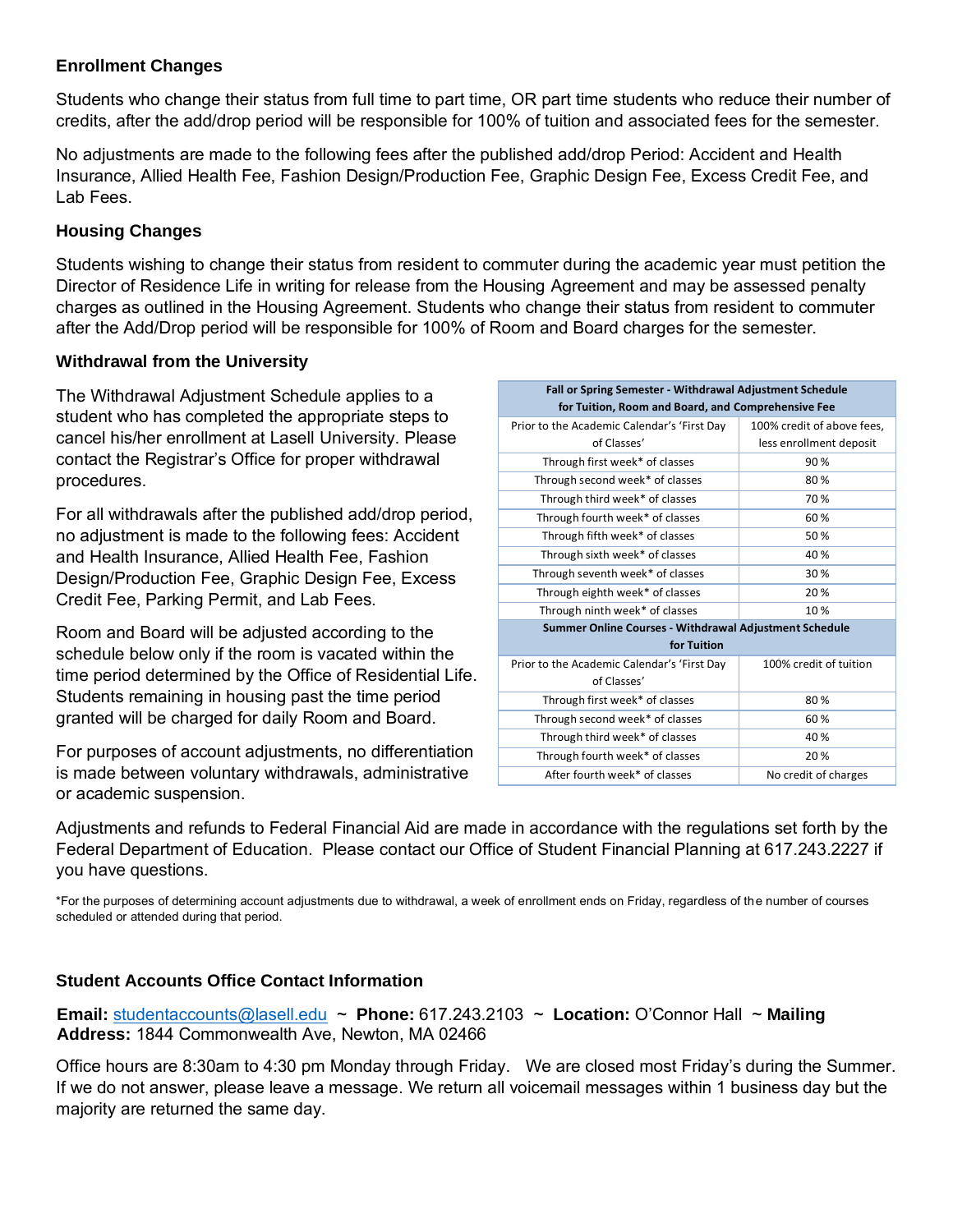### Enrollment Changes

Students who change their status from full time to part time, OR part time students who reduce their number of credits, after the add/drop period will be responsible for 100% of tuition and associated fees for the semester.

No adjustments are made to the following fees after the published add/drop Period: Accident and Health Insurance, Allied Health Fee, Fashion Design/Production Fee, Graphic Design Fee, Excess Credit Fee, and Lab Fees.

### Housing Changes

Students wishing to change their status from resident to commuter during the academic year must petition the Director of Residence Life in writing for release from the Housing Agreement and may be assessed penalty charges as outlined in the Housing Agreement. Students who change their status from resident to commuter after the Add/Drop period will be responsible for 100% of Room and Board charges for the semester.

### Withdrawal from the University

The Withdrawal Adjustment Schedule applies to a student who has completed the appropriate steps to cancel his/her enrollment at Lasell University. Please contact the Registrar's Office for proper withdrawal procedures.

For all withdrawals after the published add/drop period, no adjustment is made to the following fees: Accident and Health Insurance, Allied Health Fee, Fashion Design/Production Fee, Graphic Design Fee, Excess Credit Fee, Parking Permit, and Lab Fees.

Room and Board will be adjusted according to the schedule below only if the room is vacated within the time period determined by the Office of Residential Life. Students remaining in housing past the time period granted will be charged for daily Room and Board.

For purposes of account adjustments, no differentiation is made between voluntary withdrawals, administrative or academic suspension.

| **Fall or Spring Semester - Withdrawal Adjustment Schedule for Tuition, Room and Board, and Comprehensive Fee** | |
|---|---|
| Prior to the Academic Calendar's 'First Day of Classes' | 100% credit of above fees, less enrollment deposit |
| Through first week* of classes | 90 % |
| Through second week* of classes | 80 % |
| Through third week* of classes | 70 % |
| Through fourth week* of classes | 60 % |
| Through fifth week* of classes | 50 % |
| Through sixth week* of classes | 40 % |
| Through seventh week* of classes | 30 % |
| Through eighth week* of classes | 20 % |
| Through ninth week* of classes | 10 % |
| **Summer Online Courses - Withdrawal Adjustment Schedule for Tuition** | |
| Prior to the Academic Calendar's 'First Day of Classes' | 100% credit of tuition |
| Through first week* of classes | 80 % |
| Through second week* of classes | 60 % |
| Through third week* of classes | 40 % |
| Through fourth week* of classes | 20 % |
| After fourth week* of classes | No credit of charges |

Adjustments and refunds to Federal Financial Aid are made in accordance with the regulations set forth by the Federal Department of Education. Please contact our Office of Student Financial Planning at 617.243.2227 if you have questions.

*For the purposes of determining account adjustments due to withdrawal, a week of enrollment ends on Friday, regardless of the number of courses scheduled or attended during that period.

### Student Accounts Office Contact Information

**Email:** studentaccounts@lasell.edu ~ **Phone:** 617.243.2103 ~ **Location:** O'Connor Hall ~ **Mailing Address:** 1844 Commonwealth Ave, Newton, MA 02466

Office hours are 8:30am to 4:30 pm Monday through Friday. We are closed most Friday's during the Summer. If we do not answer, please leave a message. We return all voicemail messages within 1 business day but the majority are returned the same day.